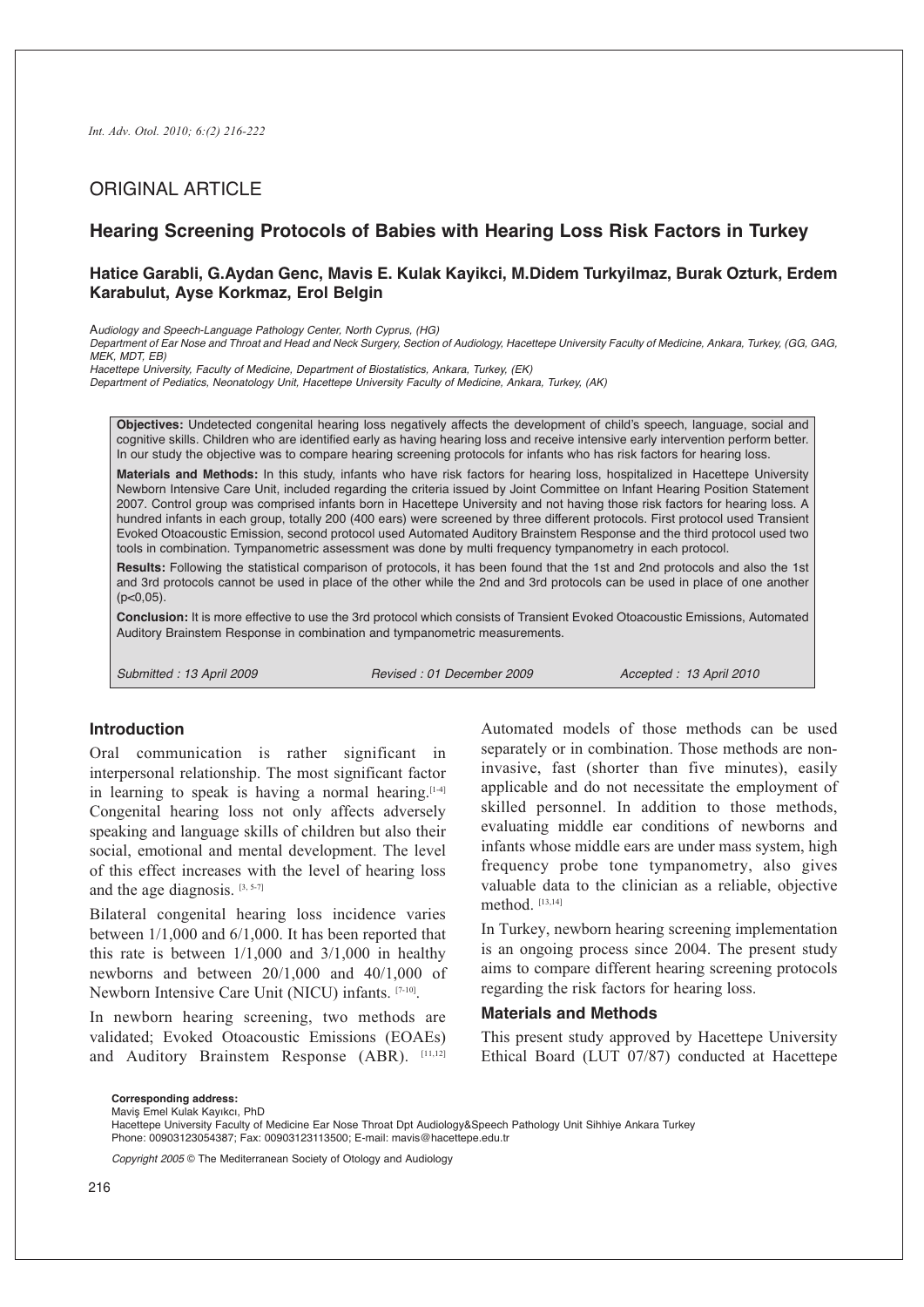*Int. Adv. Otol. 2010; 6:(2) 216-222*

ORIGINAL ARTICLE

# Hearing Screening Protocols of Babies with Hearing Loss Risk Factors in Turkey

**Hatice Garabli, G.Aydan Genc, Mavis E. Kulak Kayikci, M.Didem Turkyilmaz, Burak Ozturk, Erdem Karabulut, Ayse Korkmaz, Erol Belgin**

*Audiology and Speech-Language Pathology Center, North Cyprus, (HG)*
*Department of Ear Nose and Throat and Head and Neck Surgery, Section of Audiology, Hacettepe University Faculty of Medicine, Ankara, Turkey, (GG, GAG, MEK, MDT, EB)*
*Hacettepe University, Faculty of Medicine, Department of Biostatistics, Ankara, Turkey, (EK)*
*Department of Pediatics, Neonatology Unit, Hacettepe University Faculty of Medicine, Ankara, Turkey, (AK)*

**Objectives:** Undetected congenital hearing loss negatively affects the development of child's speech, language, social and cognitive skills. Children who are identified early as having hearing loss and receive intensive early intervention perform better. In our study the objective was to compare hearing screening protocols for infants who has risk factors for hearing loss.

**Materials and Methods:** In this study, infants who have risk factors for hearing loss, hospitalized in Hacettepe University Newborn Intensive Care Unit, included regarding the criteria issued by Joint Committee on Infant Hearing Position Statement 2007. Control group was comprised infants born in Hacettepe University and not having those risk factors for hearing loss. A hundred infants in each group, totally 200 (400 ears) were screened by three different protocols. First protocol used Transient Evoked Otoacoustic Emission, second protocol used Automated Auditory Brainstem Response and the third protocol used two tools in combination. Tympanometric assessment was done by multi frequency tympanometry in each protocol.

**Results:** Following the statistical comparison of protocols, it has been found that the 1st and 2nd protocols and also the 1st and 3rd protocols cannot be used in place of the other while the 2nd and 3rd protocols can be used in place of one another ($p<0,05$).

**Conclusion:** It is more effective to use the 3rd protocol which consists of Transient Evoked Otoacoustic Emissions, Automated Auditory Brainstem Response in combination and tympanometric measurements.

*Submitted : 13 April 2009* *Revised : 01 December 2009* *Accepted : 13 April 2010*

## Introduction

Oral communication is rather significant in interpersonal relationship. The most significant factor in learning to speak is having a normal hearing.[1-4] Congenital hearing loss not only affects adversely speaking and language skills of children but also their social, emotional and mental development. The level of this effect increases with the level of hearing loss and the age diagnosis. [3, 5-7]

Bilateral congenital hearing loss incidence varies between 1/1,000 and 6/1,000. It has been reported that this rate is between 1/1,000 and 3/1,000 in healthy newborns and between 20/1,000 and 40/1,000 of Newborn Intensive Care Unit (NICU) infants. [7-10].

In newborn hearing screening, two methods are validated; Evoked Otoacoustic Emissions (EOAEs) and Auditory Brainstem Response (ABR). [11,12] Automated models of those methods can be used separately or in combination. Those methods are non-invasive, fast (shorter than five minutes), easily applicable and do not necessitate the employment of skilled personnel. In addition to those methods, evaluating middle ear conditions of newborns and infants whose middle ears are under mass system, high frequency probe tone tympanometry, also gives valuable data to the clinician as a reliable, objective method. [13,14]

In Turkey, newborn hearing screening implementation is an ongoing process since 2004. The present study aims to compare different hearing screening protocols regarding the risk factors for hearing loss.

## Materials and Methods

This present study approved by Hacettepe University Ethical Board (LUT 07/87) conducted at Hacettepe

**Corresponding address:**
Maviş Emel Kulak Kayıkcı, PhD
Hacettepe University Faculty of Medicine Ear Nose Throat Dpt Audiology&Speech Pathology Unit Sihhiye Ankara Turkey
Phone: 00903123054387; Fax: 00903123113500; E-mail: mavis@hacettepe.edu.tr

*Copyright 2005* © The Mediterranean Society of Otology and Audiology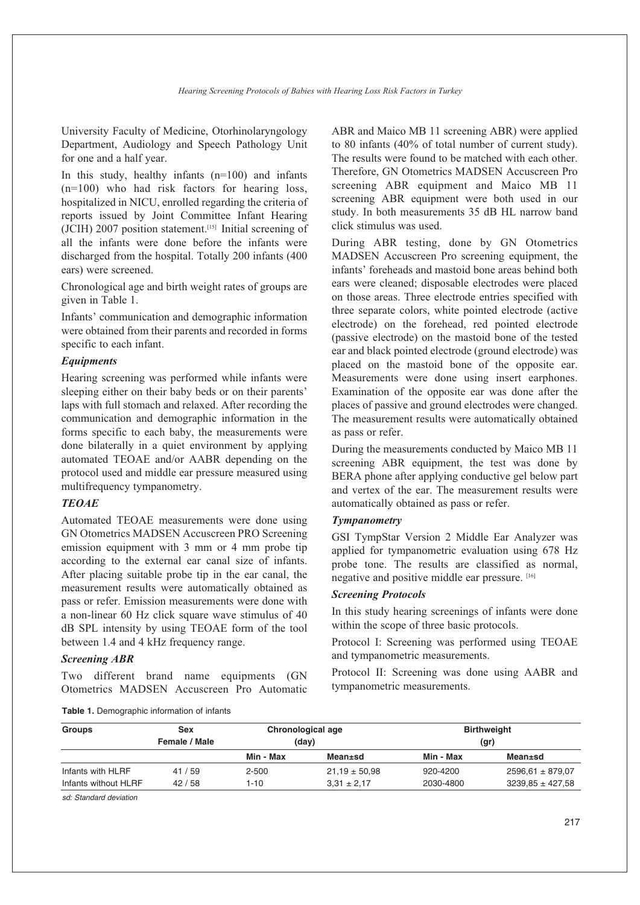University Faculty of Medicine, Otorhinolaryngology Department, Audiology and Speech Pathology Unit for one and a half year.

In this study, healthy infants (n=100) and infants (n=100) who had risk factors for hearing loss, hospitalized in NICU, enrolled regarding the criteria of reports issued by Joint Committee Infant Hearing (JCIH) 2007 position statement.[15] Initial screening of all the infants were done before the infants were discharged from the hospital. Totally 200 infants (400 ears) were screened.

Chronological age and birth weight rates of groups are given in Table 1.

Infants' communication and demographic information were obtained from their parents and recorded in forms specific to each infant.

### *Equipments*

Hearing screening was performed while infants were sleeping either on their baby beds or on their parents' laps with full stomach and relaxed. After recording the communication and demographic information in the forms specific to each baby, the measurements were done bilaterally in a quiet environment by applying automated TEOAE and/or AABR depending on the protocol used and middle ear pressure measured using multifrequency tympanometry.

### *TEOAE*

Automated TEOAE measurements were done using GN Otometrics MADSEN Accuscreen PRO Screening emission equipment with 3 mm or 4 mm probe tip according to the external ear canal size of infants. After placing suitable probe tip in the ear canal, the measurement results were automatically obtained as pass or refer. Emission measurements were done with a non-linear 60 Hz click square wave stimulus of 40 dB SPL intensity by using TEOAE form of the tool between 1.4 and 4 kHz frequency range.

### *Screening ABR*

Two different brand name equipments (GN Otometrics MADSEN Accuscreen Pro Automatic ABR and Maico MB 11 screening ABR) were applied to 80 infants (40% of total number of current study). The results were found to be matched with each other. Therefore, GN Otometrics MADSEN Accuscreen Pro screening ABR equipment and Maico MB 11 screening ABR equipment were both used in our study. In both measurements 35 dB HL narrow band click stimulus was used.

During ABR testing, done by GN Otometrics MADSEN Accuscreen Pro screening equipment, the infants' foreheads and mastoid bone areas behind both ears were cleaned; disposable electrodes were placed on those areas. Three electrode entries specified with three separate colors, white pointed electrode (active electrode) on the forehead, red pointed electrode (passive electrode) on the mastoid bone of the tested ear and black pointed electrode (ground electrode) was placed on the mastoid bone of the opposite ear. Measurements were done using insert earphones. Examination of the opposite ear was done after the places of passive and ground electrodes were changed. The measurement results were automatically obtained as pass or refer.

During the measurements conducted by Maico MB 11 screening ABR equipment, the test was done by BERA phone after applying conductive gel below part and vertex of the ear. The measurement results were automatically obtained as pass or refer.

### *Tympanometry*

GSI TympStar Version 2 Middle Ear Analyzer was applied for tympanometric evaluation using 678 Hz probe tone. The results are classified as normal, negative and positive middle ear pressure. [16]

### *Screening Protocols*

In this study hearing screenings of infants were done within the scope of three basic protocols.

Protocol I: Screening was performed using TEOAE and tympanometric measurements.

Protocol II: Screening was done using AABR and tympanometric measurements.

**Table 1.** Demographic information of infants

| Groups | Sex Female / Male | Chronological age (day) | | Birthweight (gr) | |
|---|---|---|---|---|---|
| | | Min - Max | Mean±sd | Min - Max | Mean±sd |
| Infants with HLRF | 41 / 59 | 2-500 | 21,19 ± 50,98 | 920-4200 | 2596,61 ± 879,07 |
| Infants without HLRF | 42 / 58 | 1-10 | 3,31 ± 2,17 | 2030-4800 | 3239,85 ± 427,58 |

*sd: Standard deviation*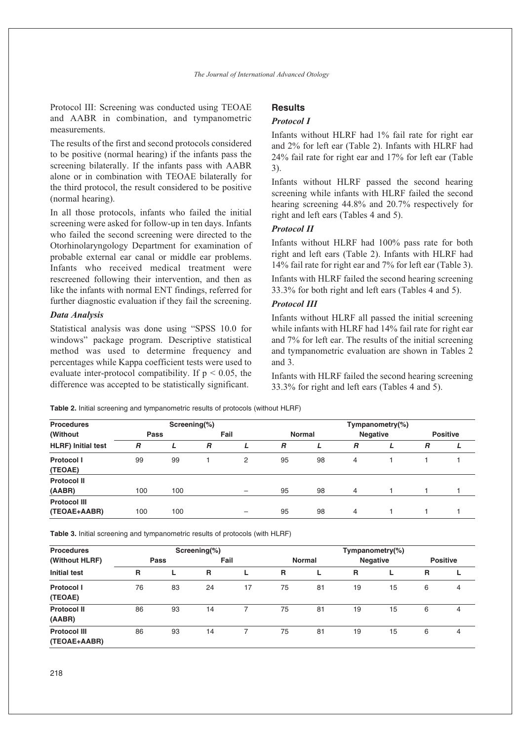Protocol III: Screening was conducted using TEOAE and AABR in combination, and tympanometric measurements.

The results of the first and second protocols considered to be positive (normal hearing) if the infants pass the screening bilaterally. If the infants pass with AABR alone or in combination with TEOAE bilaterally for the third protocol, the result considered to be positive (normal hearing).

In all those protocols, infants who failed the initial screening were asked for follow-up in ten days. Infants who failed the second screening were directed to the Otorhinolaryngology Department for examination of probable external ear canal or middle ear problems. Infants who received medical treatment were rescreened following their intervention, and then as like the infants with normal ENT findings, referred for further diagnostic evaluation if they fail the screening.

### *Data Analysis*

Statistical analysis was done using "SPSS 10.0 for windows" package program. Descriptive statistical method was used to determine frequency and percentages while Kappa coefficient tests were used to evaluate inter-protocol compatibility. If $p < 0.05$, the difference was accepted to be statistically significant.

## Results

### *Protocol I*

Infants without HLRF had 1% fail rate for right ear and 2% for left ear (Table 2). Infants with HLRF had 24% fail rate for right ear and 17% for left ear (Table 3).

Infants without HLRF passed the second hearing screening while infants with HLRF failed the second hearing screening 44.8% and 20.7% respectively for right and left ears (Tables 4 and 5).

### *Protocol II*

Infants without HLRF had 100% pass rate for both right and left ears (Table 2). Infants with HLRF had 14% fail rate for right ear and 7% for left ear (Table 3).

Infants with HLRF failed the second hearing screening 33.3% for both right and left ears (Tables 4 and 5).

### *Protocol III*

Infants without HLRF all passed the initial screening while infants with HLRF had 14% fail rate for right ear and 7% for left ear. The results of the initial screening and tympanometric evaluation are shown in Tables 2 and 3.

Infants with HLRF failed the second hearing screening 33.3% for right and left ears (Tables 4 and 5).

**Table 2.** Initial screening and tympanometric results of protocols (without HLRF)

| Procedures (Without HLRF) Initial test | Screening(%) | | | | Tympanometry(%) | | | | | |
|---|---|---|---|---|---|---|---|---|---|---|
| | Pass | | Fail | | Normal | | Negative | | Positive | |
| | *R* | *L* | *R* | *L* | *R* | *L* | *R* | *L* | *R* | *L* |
| **Protocol I (TEOAE)** | 99 | 99 | 1 | 2 | 95 | 98 | 4 | 1 | 1 | 1 |
| **Protocol II (AABR)** | 100 | 100 | | – | 95 | 98 | 4 | 1 | 1 | 1 |
| **Protocol III (TEOAE+AABR)** | 100 | 100 | | – | 95 | 98 | 4 | 1 | 1 | 1 |

**Table 3.** Initial screening and tympanometric results of protocols (with HLRF)

| Procedures (Without HLRF) Initial test | Screening(%) | | | | Tympanometry(%) | | | | | |
|---|---|---|---|---|---|---|---|---|---|---|
| | Pass | | Fail | | Normal | | Negative | | Positive | |
| | R | L | R | L | R | L | R | L | R | L |
| **Protocol I (TEOAE)** | 76 | 83 | 24 | 17 | 75 | 81 | 19 | 15 | 6 | 4 |
| **Protocol II (AABR)** | 86 | 93 | 14 | 7 | 75 | 81 | 19 | 15 | 6 | 4 |
| **Protocol III (TEOAE+AABR)** | 86 | 93 | 14 | 7 | 75 | 81 | 19 | 15 | 6 | 4 |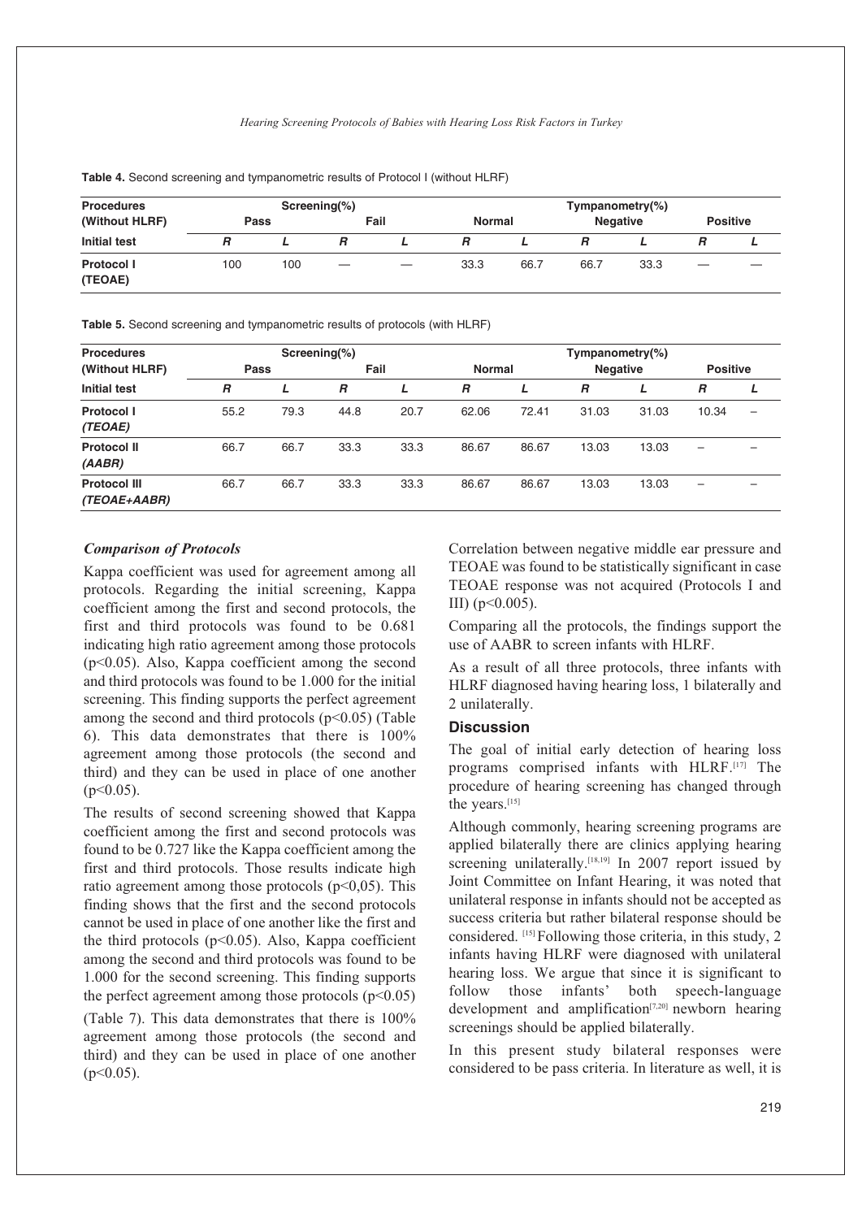**Table 4.** Second screening and tympanometric results of Protocol I (without HLRF)

| Procedures (Without HLRF) | Screening(%) | | | | Tympanometry(%) | | | | | |
|---|---|---|---|---|---|---|---|---|---|---|
| | Pass | | Fail | | Normal | | Negative | | Positive | |
| Initial test | *R* | *L* | *R* | *L* | *R* | *L* | *R* | *L* | *R* | *L* |
| Protocol I (TEOAE) | 100 | 100 | — | — | 33.3 | 66.7 | 66.7 | 33.3 | — | — |

**Table 5.** Second screening and tympanometric results of protocols (with HLRF)

| Procedures (Without HLRF) | Screening(%) | | | | Tympanometry(%) | | | | | |
|---|---|---|---|---|---|---|---|---|---|---|
| | Pass | | Fail | | Normal | | Negative | | Positive | |
| Initial test | *R* | *L* | *R* | *L* | *R* | *L* | *R* | *L* | *R* | *L* |
| Protocol I *(TEOAE)* | 55.2 | 79.3 | 44.8 | 20.7 | 62.06 | 72.41 | 31.03 | 31.03 | 10.34 | – |
| Protocol II *(AABR)* | 66.7 | 66.7 | 33.3 | 33.3 | 86.67 | 86.67 | 13.03 | 13.03 | – | – |
| Protocol III *(TEOAE+AABR)* | 66.7 | 66.7 | 33.3 | 33.3 | 86.67 | 86.67 | 13.03 | 13.03 | – | – |

### *Comparison of Protocols*

Kappa coefficient was used for agreement among all protocols. Regarding the initial screening, Kappa coefficient among the first and second protocols, the first and third protocols was found to be 0.681 indicating high ratio agreement among those protocols ($p<0.05$). Also, Kappa coefficient among the second and third protocols was found to be 1.000 for the initial screening. This finding supports the perfect agreement among the second and third protocols ($p<0.05$) (Table 6). This data demonstrates that there is 100% agreement among those protocols (the second and third) and they can be used in place of one another ($p<0.05$).

The results of second screening showed that Kappa coefficient among the first and second protocols was found to be 0.727 like the Kappa coefficient among the first and third protocols. Those results indicate high ratio agreement among those protocols ($p<0,05$). This finding shows that the first and the second protocols cannot be used in place of one another like the first and the third protocols ($p<0.05$). Also, Kappa coefficient among the second and third protocols was found to be 1.000 for the second screening. This finding supports the perfect agreement among those protocols ($p<0.05$) (Table 7). This data demonstrates that there is 100% agreement among those protocols (the second and third) and they can be used in place of one another ($p<0.05$).

Correlation between negative middle ear pressure and TEOAE was found to be statistically significant in case TEOAE response was not acquired (Protocols I and III) ($p<0.005$).

Comparing all the protocols, the findings support the use of AABR to screen infants with HLRF.

As a result of all three protocols, three infants with HLRF diagnosed having hearing loss, 1 bilaterally and 2 unilaterally.

## Discussion

The goal of initial early detection of hearing loss programs comprised infants with HLRF.[17] The procedure of hearing screening has changed through the years.[15]

Although commonly, hearing screening programs are applied bilaterally there are clinics applying hearing screening unilaterally.[18,19] In 2007 report issued by Joint Committee on Infant Hearing, it was noted that unilateral response in infants should not be accepted as success criteria but rather bilateral response should be considered. [15] Following those criteria, in this study, 2 infants having HLRF were diagnosed with unilateral hearing loss. We argue that since it is significant to follow those infants' both speech-language development and amplification[7,20] newborn hearing screenings should be applied bilaterally.

In this present study bilateral responses were considered to be pass criteria. In literature as well, it is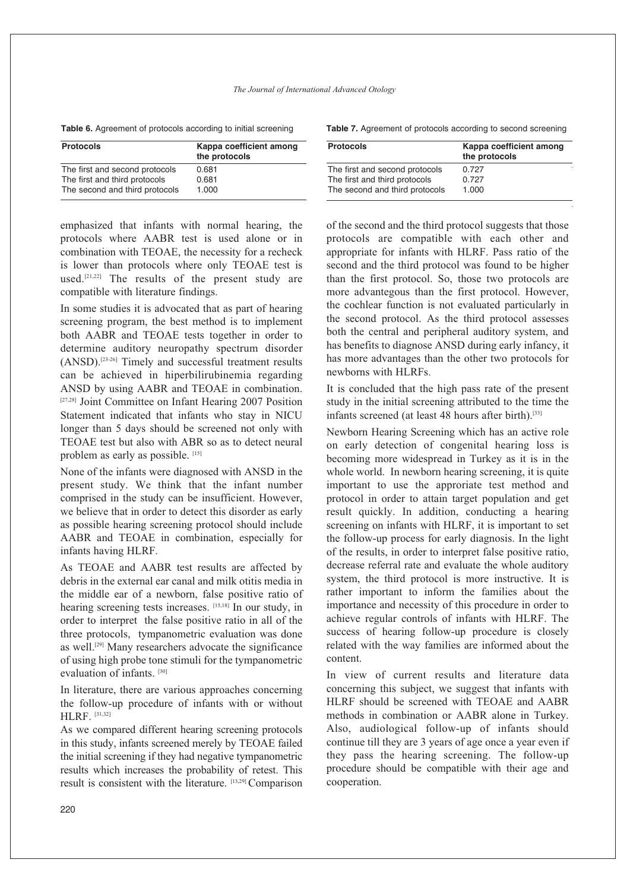**Table 6.** Agreement of protocols according to initial screening

| Protocols | Kappa coefficient among the protocols |
|---|---|
| The first and second protocols | 0.681 |
| The first and third protocols | 0.681 |
| The second and third protocols | 1.000 |

**Table 7.** Agreement of protocols according to second screening

| Protocols | Kappa coefficient among the protocols |
|---|---|
| The first and second protocols | 0.727 |
| The first and third protocols | 0.727 |
| The second and third protocols | 1.000 |

emphasized that infants with normal hearing, the protocols where AABR test is used alone or in combination with TEOAE, the necessity for a recheck is lower than protocols where only TEOAE test is used.[21,22] The results of the present study are compatible with literature findings.

In some studies it is advocated that as part of hearing screening program, the best method is to implement both AABR and TEOAE tests together in order to determine auditory neuropathy spectrum disorder (ANSD).[23-26] Timely and successful treatment results can be achieved in hiperbilirubinemia regarding ANSD by using AABR and TEOAE in combination. [27,28] Joint Committee on Infant Hearing 2007 Position Statement indicated that infants who stay in NICU longer than 5 days should be screened not only with TEOAE test but also with ABR so as to detect neural problem as early as possible. [15]

None of the infants were diagnosed with ANSD in the present study. We think that the infant number comprised in the study can be insufficient. However, we believe that in order to detect this disorder as early as possible hearing screening protocol should include AABR and TEOAE in combination, especially for infants having HLRF.

As TEOAE and AABR test results are affected by debris in the external ear canal and milk otitis media in the middle ear of a newborn, false positive ratio of hearing screening tests increases. [15,18] In our study, in order to interpret the false positive ratio in all of the three protocols, tympanometric evaluation was done as well.[29] Many researchers advocate the significance of using high probe tone stimuli for the tympanometric evaluation of infants. [30]

In literature, there are various approaches concerning the follow-up procedure of infants with or without HLRF. [31,32]

As we compared different hearing screening protocols in this study, infants screened merely by TEOAE failed the initial screening if they had negative tympanometric results which increases the probability of retest. This result is consistent with the literature. [13,29] Comparison of the second and the third protocol suggests that those protocols are compatible with each other and appropriate for infants with HLRF. Pass ratio of the second and the third protocol was found to be higher than the first protocol. So, those two protocols are more advantegous than the first protocol. However, the cochlear function is not evaluated particularly in the second protocol. As the third protocol assesses both the central and peripheral auditory system, and has benefits to diagnose ANSD during early infancy, it has more advantages than the other two protocols for newborns with HLRFs.

It is concluded that the high pass rate of the present study in the initial screening attributed to the time the infants screened (at least 48 hours after birth).[33]

Newborn Hearing Screening which has an active role on early detection of congenital hearing loss is becoming more widespread in Turkey as it is in the whole world. In newborn hearing screening, it is quite important to use the approriate test method and protocol in order to attain target population and get result quickly. In addition, conducting a hearing screening on infants with HLRF, it is important to set the follow-up process for early diagnosis. In the light of the results, in order to interpret false positive ratio, decrease referral rate and evaluate the whole auditory system, the third protocol is more instructive. It is rather important to inform the families about the importance and necessity of this procedure in order to achieve regular controls of infants with HLRF. The success of hearing follow-up procedure is closely related with the way families are informed about the content.

In view of current results and literature data concerning this subject, we suggest that infants with HLRF should be screened with TEOAE and AABR methods in combination or AABR alone in Turkey. Also, audiological follow-up of infants should continue till they are 3 years of age once a year even if they pass the hearing screening. The follow-up procedure should be compatible with their age and cooperation.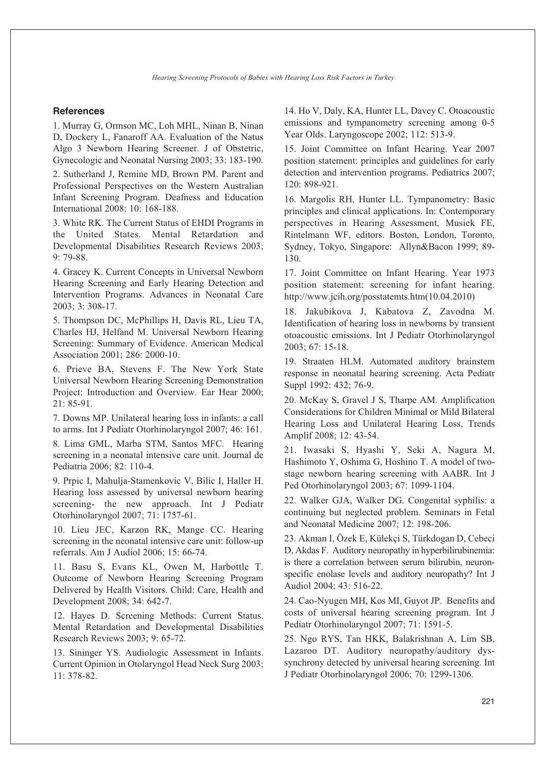## References

1. Murray G, Ormson MC, Loh MHL, Ninan B, Ninan D, Dockery L, Fanaroff AA. Evaluation of the Natus Algo 3 Newborn Hearing Screener. J of Obstetric, Gynecologic and Neonatal Nursing 2003; 33: 183-190.

2. Sutherland J, Remine MD, Brown PM. Parent and Professional Perspectives on the Western Australian Infant Screening Program. Deafness and Education International 2008; 10: 168-188.

3. White RK. The Current Status of EHDI Programs in the United States. Mental Retardation and Developmental Disabilities Research Reviews 2003; 9: 79-88.

4. Gracey K. Current Concepts in Universal Newborn Hearing Screening and Early Hearing Detection and Intervention Programs. Advances in Neonatal Care 2003; 3: 308-17.

5. Thompson DC, McPhillips H, Davis RL, Lieu TA, Charles HJ, Helfand M. Universal Newborn Hearing Screening: Summary of Evidence. American Medical Association 2001; 286: 2000-10.

6. Prieve BA, Stevens F. The New York State Universal Newborn Hearing Screening Demonstration Project: Introduction and Overview. Ear Hear 2000; 21: 85-91.

7. Downs MP. Unilateral hearing loss in infants: a call to arms. Int J Pediatr Otorhinolaryngol 2007; 46: 161.

8. Lima GML, Marba STM, Santos MFC. Hearing screening in a neonatal intensive care unit. Journal de Pediatria 2006; 82: 110-4.

9. Prpic I, Mahulja-Stamenkovic V, Bilic I, Haller H. Hearing loss assessed by universal newborn hearing screening- the new approach. Int J Pediatr Otorhinolaryngol 2007; 71: 1757-61.

10. Lieu JEC, Karzon RK, Mange CC. Hearing screening in the neonatal intensive care unit: follow-up referrals. Am J Audiol 2006; 15: 66-74.

11. Basu S, Evans KL, Owen M, Harbottle T. Outcome of Newborn Hearing Screening Program Delivered by Health Visitors. Child: Care, Health and Development 2008; 34: 642-7.

12. Hayes D. Screening Methods: Current Status. Mental Retardation and Developmental Disabilities Research Reviews 2003; 9: 65-72.

13. Sininger YS. Audiologic Assessment in Infants. Current Opinion in Otolaryngol Head Neck Surg 2003; 11: 378-82.

14. Ho V, Daly, KA, Hunter LL, Davey C. Otoacoustic emissions and tympanometry screening among 0-5 Year Olds. Laryngoscope 2002; 112: 513-9.

15. Joint Committee on Infant Hearing. Year 2007 position statement: principles and guidelines for early detection and intervention programs. Pediatrics 2007; 120: 898-921.

16. Margolis RH, Hunter LL. Tympanometry: Basic principles and clinical applications. In: Contemporary perspectives in Hearing Assessment, Musiek FE, Rintelmann WF, editors. Boston, London, Toronto, Sydney, Tokyo, Singapore: Allyn&Bacon 1999; 89-130.

17. Joint Committee on Infant Hearing. Year 1973 position statement: screening for infant hearing. http://www.jcih.org/posstatemts.htm(10.04.2010)

18. Jakubikova J, Kabatova Z, Zavodna M. Identification of hearing loss in newborns by transient otoacoustic emissions. Int J Pediatr Otorhinolaryngol 2003; 67: 15-18.

19. Straaten HLM. Automated auditory brainstem response in neonatal hearing screening. Acta Pediatr Suppl 1992: 432; 76-9.

20. McKay S, Gravel J S, Tharpe AM. Amplification Considerations for Children Minimal or Mild Bilateral Hearing Loss and Unilateral Hearing Loss, Trends Amplif 2008; 12: 43-54.

21. Iwasaki S, Hyashi Y, Seki A, Nagura M, Hashimoto Y, Oshima G, Hoshino T. A model of two-stage newborn hearing screening with AABR. Int J Ped Otorhinolaryngol 2003; 67: 1099-1104.

22. Walker GJA, Walker DG. Congenital syphilis: a continuing but neglected problem. Seminars in Fetal and Neonatal Medicine 2007; 12: 198-206.

23. Akman I, Özek E, Külekçi S, Türkdogan D, Cebeci D, Akdas F. Auditory neuropathy in hyperbilirubinemia: is there a correlation between serum bilirubin, neuron-specific enolase levels and auditory neuropathy? Int J Audiol 2004; 43: 516-22.

24. Cao-Nyugen MH, Kos MI, Guyot JP. Benefits and costs of universal hearing screening program. Int J Pediatr Otorhinolaryngol 2007; 71: 1591-5.

25. Ngo RYS, Tan HKK, Balakrishnan A, Lim SB, Lazaroo DT. Auditory neuropathy/auditory dys-synchrony detected by universal hearing screening. Int J Pediatr Otorhinolaryngol 2006; 70: 1299-1306.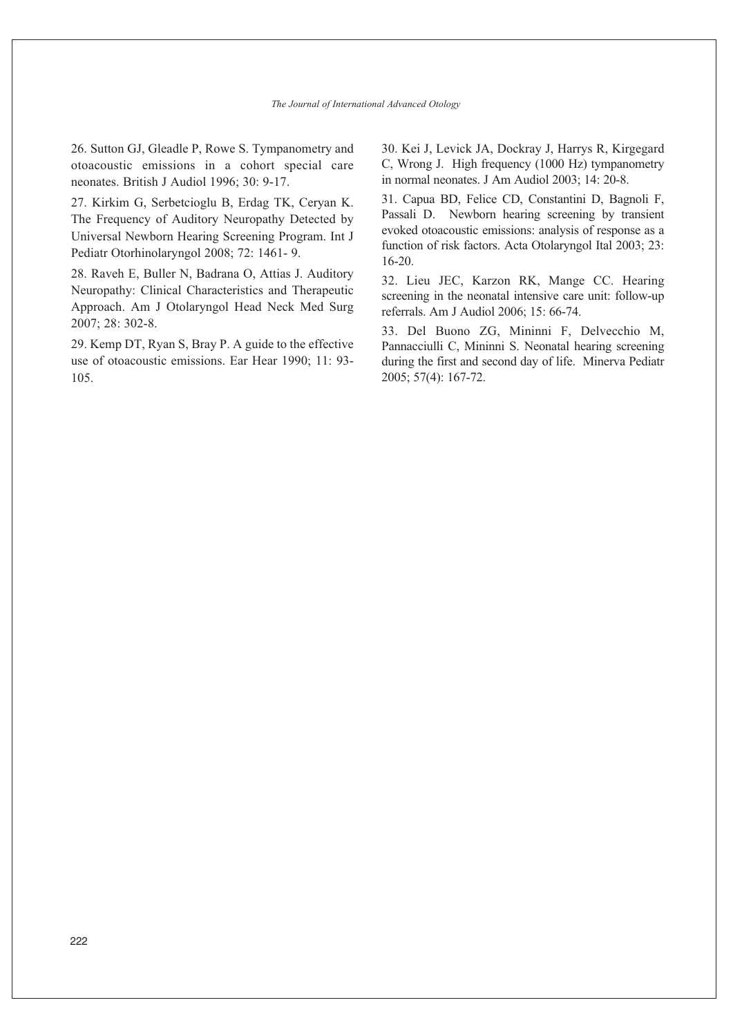26. Sutton GJ, Gleadle P, Rowe S. Tympanometry and otoacoustic emissions in a cohort special care neonates. British J Audiol 1996; 30: 9-17.

27. Kirkim G, Serbetcioglu B, Erdag TK, Ceryan K. The Frequency of Auditory Neuropathy Detected by Universal Newborn Hearing Screening Program. Int J Pediatr Otorhinolaryngol 2008; 72: 1461- 9.

28. Raveh E, Buller N, Badrana O, Attias J. Auditory Neuropathy: Clinical Characteristics and Therapeutic Approach. Am J Otolaryngol Head Neck Med Surg 2007; 28: 302-8.

29. Kemp DT, Ryan S, Bray P. A guide to the effective use of otoacoustic emissions. Ear Hear 1990; 11: 93-105.

30. Kei J, Levick JA, Dockray J, Harrys R, Kirgegard C, Wrong J. High frequency (1000 Hz) tympanometry in normal neonates. J Am Audiol 2003; 14: 20-8.

31. Capua BD, Felice CD, Constantini D, Bagnoli F, Passali D. Newborn hearing screening by transient evoked otoacoustic emissions: analysis of response as a function of risk factors. Acta Otolaryngol Ital 2003; 23: 16-20.

32. Lieu JEC, Karzon RK, Mange CC. Hearing screening in the neonatal intensive care unit: follow-up referrals. Am J Audiol 2006; 15: 66-74.

33. Del Buono ZG, Mininni F, Delvecchio M, Pannacciulli C, Mininni S. Neonatal hearing screening during the first and second day of life. Minerva Pediatr 2005; 57(4): 167-72.